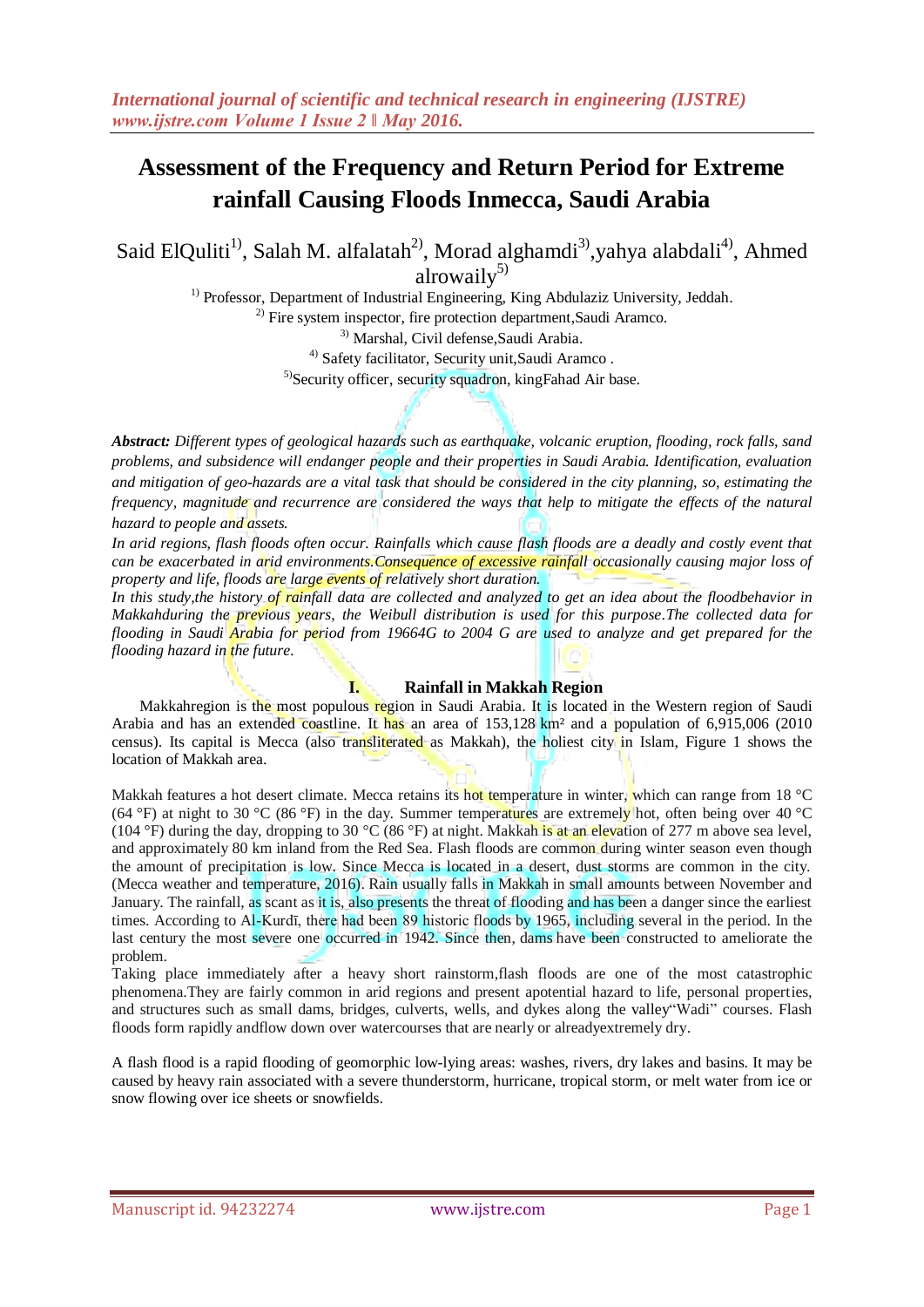# Assessment of the Frequency and Return Period for Extreme rainfall Causing Floods Inmecca, Saudi Arabia

Said ElQuliti[1], Salah M. alfalatah[2], Morad alghamdi[3],yahya alabdali[4], Ahmed alrowaily[5]

[1] Professor, Department of Industrial Engineering, King Abdulaziz University, Jeddah.
[2] Fire system inspector, fire protection department,Saudi Aramco.
[3] Marshal, Civil defense,Saudi Arabia.
[4] Safety facilitator, Security unit,Saudi Aramco .
[5]Security officer, security squadron, kingFahad Air base.

***Abstract:*** *Different types of geological hazards such as earthquake, volcanic eruption, flooding, rock falls, sand problems, and subsidence will endanger people and their properties in Saudi Arabia. Identification, evaluation and mitigation of geo-hazards are a vital task that should be considered in the city planning, so, estimating the frequency, magnitude and recurrence are considered the ways that help to mitigate the effects of the natural hazard to people and assets.*

*In arid regions, flash floods often occur. Rainfalls which cause flash floods are a deadly and costly event that can be exacerbated in arid environments.Consequence of excessive rainfall occasionally causing major loss of property and life, floods are large events of relatively short duration.*

*In this study,the history of rainfall data are collected and analyzed to get an idea about the floodbehavior in Makkahduring the previous years, the Weibull distribution is used for this purpose.The collected data for flooding in Saudi Arabia for period from 19664G to 2004 G are used to analyze and get prepared for the flooding hazard in the future.*

## I. Rainfall in Makkah Region

Makkahregion is the most populous region in Saudi Arabia. It is located in the Western region of Saudi Arabia and has an extended coastline. It has an area of 153,128 km² and a population of 6,915,006 (2010 census). Its capital is Mecca (also transliterated as Makkah), the holiest city in Islam, Figure 1 shows the location of Makkah area.

Makkah features a hot desert climate. Mecca retains its hot temperature in winter, which can range from 18 °C (64 °F) at night to 30 °C (86 °F) in the day. Summer temperatures are extremely hot, often being over 40 °C (104 °F) during the day, dropping to 30 °C (86 °F) at night. Makkah is at an elevation of 277 m above sea level, and approximately 80 km inland from the Red Sea. Flash floods are common during winter season even though the amount of precipitation is low. Since Mecca is located in a desert, dust storms are common in the city. (Mecca weather and temperature, 2016). Rain usually falls in Makkah in small amounts between November and January. The rainfall, as scant as it is, also presents the threat of flooding and has been a danger since the earliest times. According to Al-Kurdī, there had been 89 historic floods by 1965, including several in the period. In the last century the most severe one occurred in 1942. Since then, dams have been constructed to ameliorate the problem.

Taking place immediately after a heavy short rainstorm,flash floods are one of the most catastrophic phenomena.They are fairly common in arid regions and present apotential hazard to life, personal properties, and structures such as small dams, bridges, culverts, wells, and dykes along the valley"Wadi" courses. Flash floods form rapidly andflow down over watercourses that are nearly or alreadyextremely dry.

A flash flood is a rapid flooding of geomorphic low-lying areas: washes, rivers, dry lakes and basins. It may be caused by heavy rain associated with a severe thunderstorm, hurricane, tropical storm, or melt water from ice or snow flowing over ice sheets or snowfields.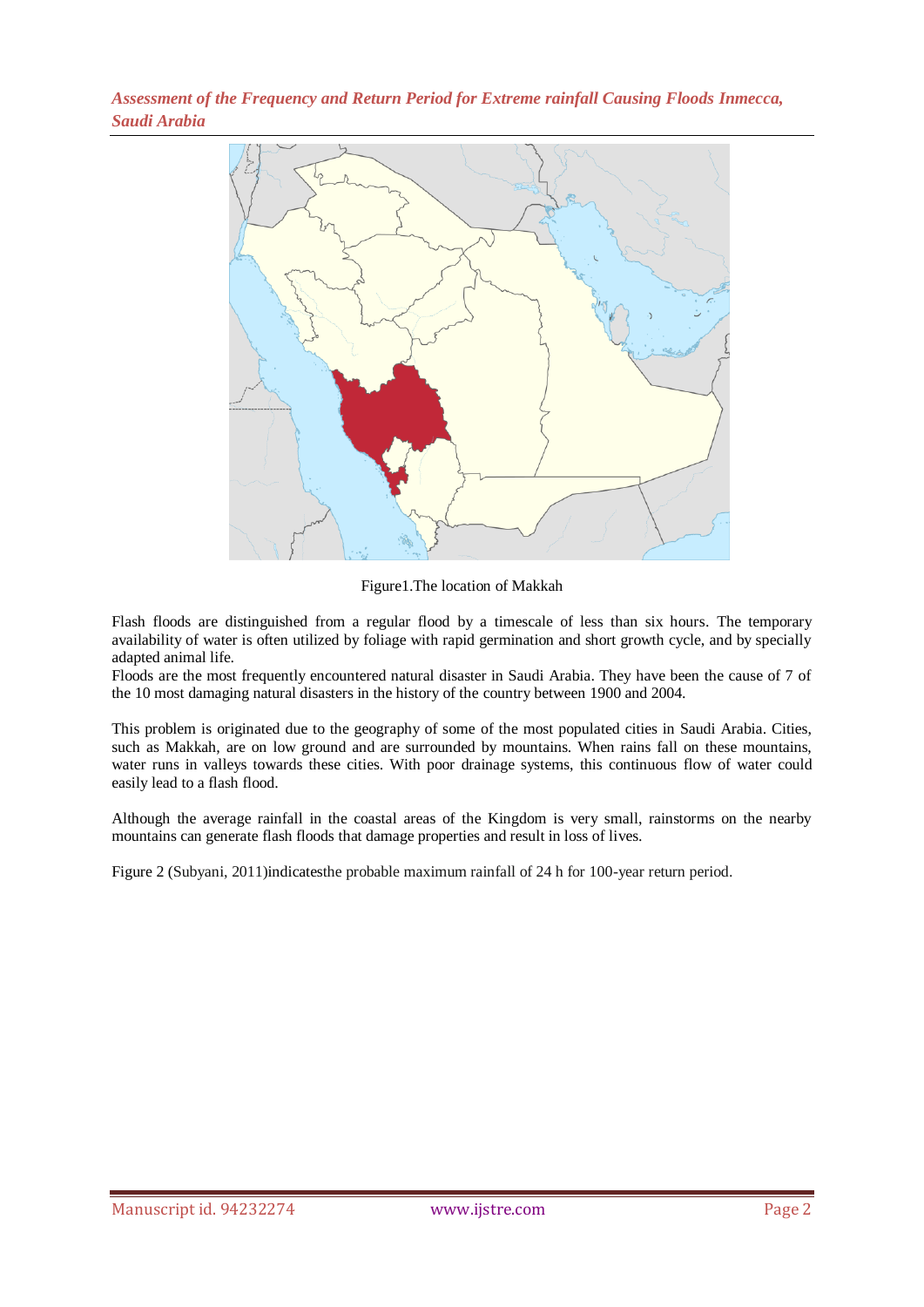Figure1.The location of Makkah

Flash floods are distinguished from a regular flood by a timescale of less than six hours. The temporary availability of water is often utilized by foliage with rapid germination and short growth cycle, and by specially adapted animal life.
Floods are the most frequently encountered natural disaster in Saudi Arabia. They have been the cause of 7 of the 10 most damaging natural disasters in the history of the country between 1900 and 2004.

This problem is originated due to the geography of some of the most populated cities in Saudi Arabia. Cities, such as Makkah, are on low ground and are surrounded by mountains. When rains fall on these mountains, water runs in valleys towards these cities. With poor drainage systems, this continuous flow of water could easily lead to a flash flood.

Although the average rainfall in the coastal areas of the Kingdom is very small, rainstorms on the nearby mountains can generate flash floods that damage properties and result in loss of lives.

Figure 2 (Subyani, 2011)indicatesthe probable maximum rainfall of 24 h for 100-year return period.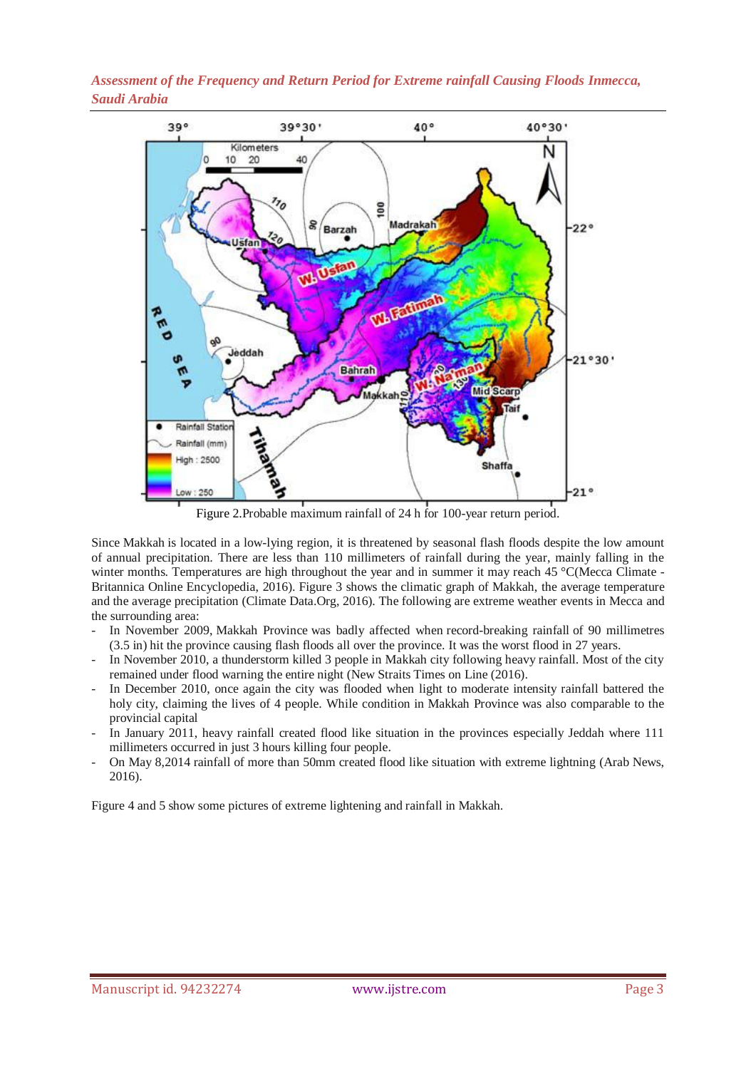Figure 2.Probable maximum rainfall of 24 h for 100-year return period.

Since Makkah is located in a low-lying region, it is threatened by seasonal flash floods despite the low amount of annual precipitation. There are less than 110 millimeters of rainfall during the year, mainly falling in the winter months. Temperatures are high throughout the year and in summer it may reach 45 °C(Mecca Climate - Britannica Online Encyclopedia, 2016). Figure 3 shows the climatic graph of Makkah, the average temperature and the average precipitation (Climate Data.Org, 2016). The following are extreme weather events in Mecca and the surrounding area:

- In November 2009, Makkah Province was badly affected when record-breaking rainfall of 90 millimetres (3.5 in) hit the province causing flash floods all over the province. It was the worst flood in 27 years.
- In November 2010, a thunderstorm killed 3 people in Makkah city following heavy rainfall. Most of the city remained under flood warning the entire night (New Straits Times on Line (2016).
- In December 2010, once again the city was flooded when light to moderate intensity rainfall battered the holy city, claiming the lives of 4 people. While condition in Makkah Province was also comparable to the provincial capital
- In January 2011, heavy rainfall created flood like situation in the provinces especially Jeddah where 111 millimeters occurred in just 3 hours killing four people.
- On May 8,2014 rainfall of more than 50mm created flood like situation with extreme lightning (Arab News, 2016).

Figure 4 and 5 show some pictures of extreme lightening and rainfall in Makkah.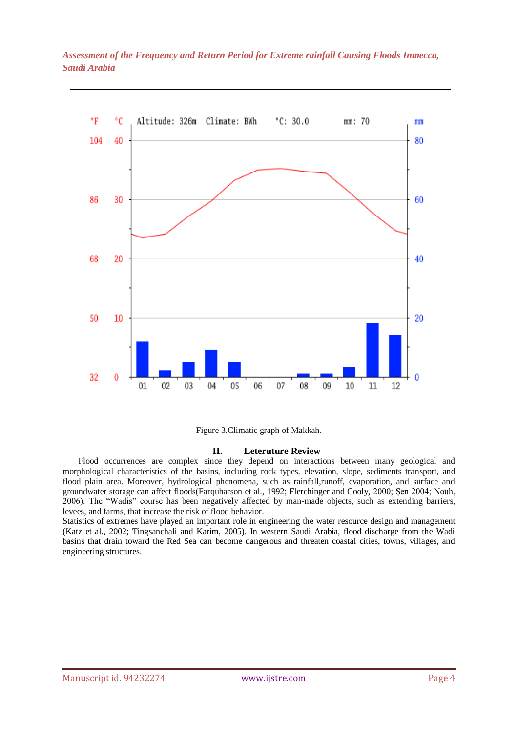Figure 3.Climatic graph of Makkah.

## II. Leteruture Review

Flood occurrences are complex since they depend on interactions between many geological and morphological characteristics of the basins, including rock types, elevation, slope, sediments transport, and flood plain area. Moreover, hydrological phenomena, such as rainfall,runoff, evaporation, and surface and groundwater storage can affect floods(Farquharson et al., 1992; Flerchinger and Cooly, 2000; Şen 2004; Nouh, 2006). The "Wadis" course has been negatively affected by man-made objects, such as extending barriers, levees, and farms, that increase the risk of flood behavior.

Statistics of extremes have played an important role in engineering the water resource design and management (Katz et al., 2002; Tingsanchali and Karim, 2005). In western Saudi Arabia, flood discharge from the Wadi basins that drain toward the Red Sea can become dangerous and threaten coastal cities, towns, villages, and engineering structures.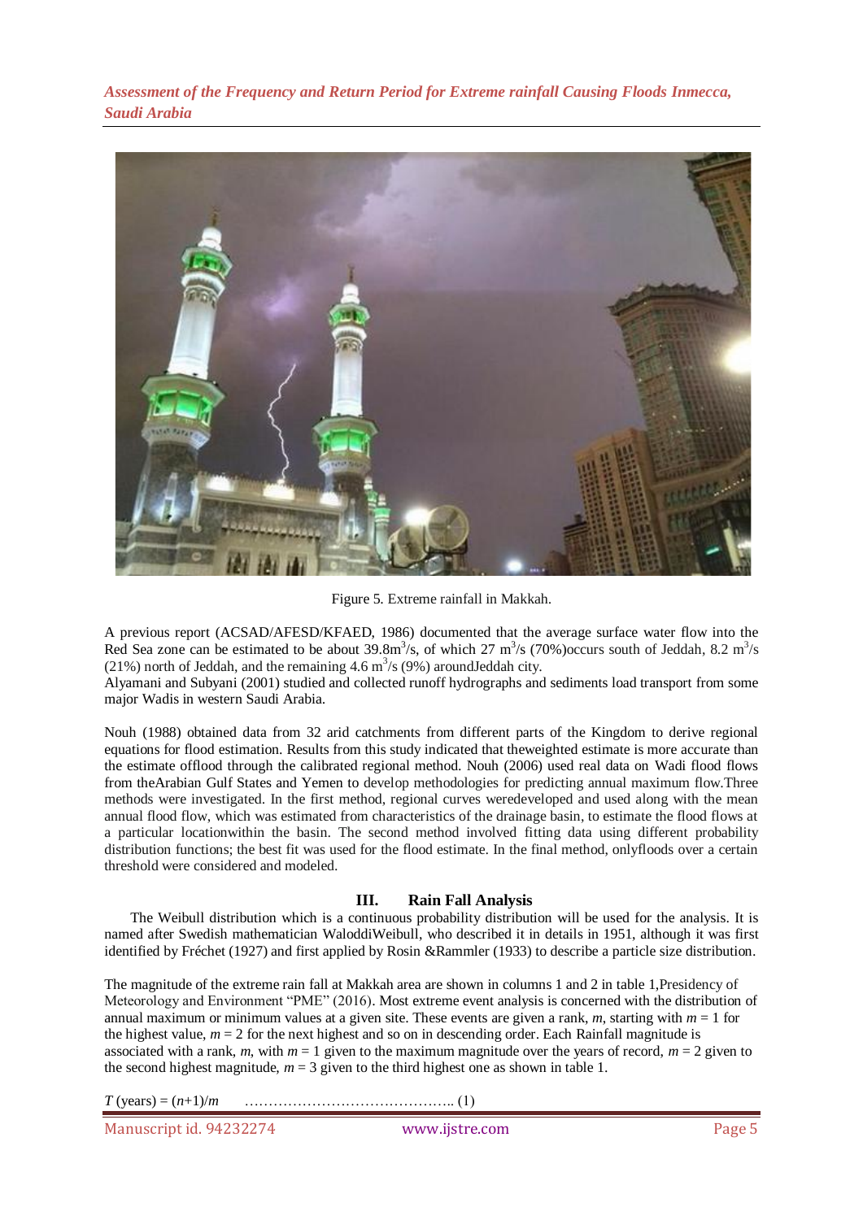Figure 5. Extreme rainfall in Makkah.

A previous report (ACSAD/AFESD/KFAED, 1986) documented that the average surface water flow into the Red Sea zone can be estimated to be about 39.8$m^3$/s, of which 27 $m^3$/s (70%)occurs south of Jeddah, 8.2 $m^3$/s (21%) north of Jeddah, and the remaining 4.6 $m^3$/s (9%) aroundJeddah city.
Alyamani and Subyani (2001) studied and collected runoff hydrographs and sediments load transport from some major Wadis in western Saudi Arabia.

Nouh (1988) obtained data from 32 arid catchments from different parts of the Kingdom to derive regional equations for flood estimation. Results from this study indicated that theweighted estimate is more accurate than the estimate offlood through the calibrated regional method. Nouh (2006) used real data on Wadi flood flows from theArabian Gulf States and Yemen to develop methodologies for predicting annual maximum flow.Three methods were investigated. In the first method, regional curves weredeveloped and used along with the mean annual flood flow, which was estimated from characteristics of the drainage basin, to estimate the flood flows at a particular locationwithin the basin. The second method involved fitting data using different probability distribution functions; the best fit was used for the flood estimate. In the final method, onlyfloods over a certain threshold were considered and modeled.

## III. Rain Fall Analysis

The Weibull distribution which is a continuous probability distribution will be used for the analysis. It is named after Swedish mathematician WaloddiWeibull, who described it in details in 1951, although it was first identified by Fréchet (1927) and first applied by Rosin &Rammler (1933) to describe a particle size distribution.

The magnitude of the extreme rain fall at Makkah area are shown in columns 1 and 2 in table 1,Presidency of Meteorology and Environment "PME" (2016). Most extreme event analysis is concerned with the distribution of annual maximum or minimum values at a given site. These events are given a rank, $m$, starting with $m = 1$ for the highest value, $m = 2$ for the next highest and so on in descending order. Each Rainfall magnitude is associated with a rank, $m$, with $m = 1$ given to the maximum magnitude over the years of record, $m = 2$ given to the second highest magnitude, $m = 3$ given to the third highest one as shown in table 1.

$T$ (years) = $(n+1)/m$ …………………………………….. (1)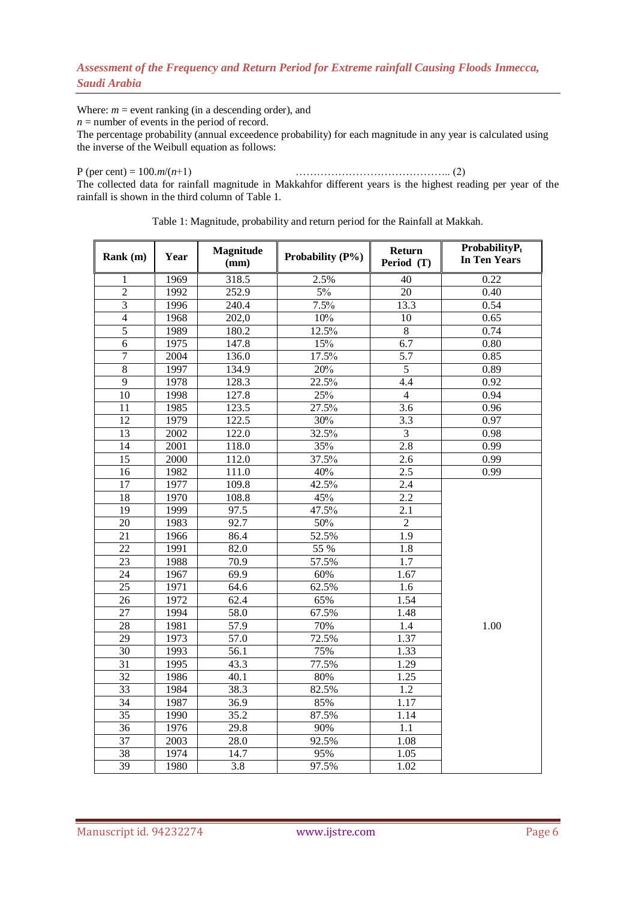Where: $m$ = event ranking (in a descending order), and

$n$ = number of events in the period of record.

The percentage probability (annual exceedence probability) for each magnitude in any year is calculated using the inverse of the Weibull equation as follows:

$$P \text{ (per cent)} = 100.m/(n+1) \qquad \text{.......................................... (2)}$$

The collected data for rainfall magnitude in Makkahfor different years is the highest reading per year of the rainfall is shown in the third column of Table 1.

Table 1: Magnitude, probability and return period for the Rainfall at Makkah.

| Rank (m) | Year | Magnitude (mm) | Probability (P%) | Return Period (T) | Probability $P_t$ In Ten Years |
|---|---|---|---|---|---|
| 1 | 1969 | 318.5 | 2.5% | 40 | 0.22 |
| 2 | 1992 | 252.9 | 5% | 20 | 0.40 |
| 3 | 1996 | 240.4 | 7.5% | 13.3 | 0.54 |
| 4 | 1968 | 202,0 | 10% | 10 | 0.65 |
| 5 | 1989 | 180.2 | 12.5% | 8 | 0.74 |
| 6 | 1975 | 147.8 | 15% | 6.7 | 0.80 |
| 7 | 2004 | 136.0 | 17.5% | 5.7 | 0.85 |
| 8 | 1997 | 134.9 | 20% | 5 | 0.89 |
| 9 | 1978 | 128.3 | 22.5% | 4.4 | 0.92 |
| 10 | 1998 | 127.8 | 25% | 4 | 0.94 |
| 11 | 1985 | 123.5 | 27.5% | 3.6 | 0.96 |
| 12 | 1979 | 122.5 | 30% | 3.3 | 0.97 |
| 13 | 2002 | 122.0 | 32.5% | 3 | 0.98 |
| 14 | 2001 | 118.0 | 35% | 2.8 | 0.99 |
| 15 | 2000 | 112.0 | 37.5% | 2.6 | 0.99 |
| 16 | 1982 | 111.0 | 40% | 2.5 | 0.99 |
| 17 | 1977 | 109.8 | 42.5% | 2.4 | 1.00 |
| 18 | 1970 | 108.8 | 45% | 2.2 | |
| 19 | 1999 | 97.5 | 47.5% | 2.1 | |
| 20 | 1983 | 92.7 | 50% | 2 | |
| 21 | 1966 | 86.4 | 52.5% | 1.9 | |
| 22 | 1991 | 82.0 | 55 % | 1.8 | |
| 23 | 1988 | 70.9 | 57.5% | 1.7 | |
| 24 | 1967 | 69.9 | 60% | 1.67 | |
| 25 | 1971 | 64.6 | 62.5% | 1.6 | |
| 26 | 1972 | 62.4 | 65% | 1.54 | |
| 27 | 1994 | 58.0 | 67.5% | 1.48 | |
| 28 | 1981 | 57.9 | 70% | 1.4 | |
| 29 | 1973 | 57.0 | 72.5% | 1.37 | |
| 30 | 1993 | 56.1 | 75% | 1.33 | |
| 31 | 1995 | 43.3 | 77.5% | 1.29 | |
| 32 | 1986 | 40.1 | 80% | 1.25 | |
| 33 | 1984 | 38.3 | 82.5% | 1.2 | |
| 34 | 1987 | 36.9 | 85% | 1.17 | |
| 35 | 1990 | 35.2 | 87.5% | 1.14 | |
| 36 | 1976 | 29.8 | 90% | 1.1 | |
| 37 | 2003 | 28.0 | 92.5% | 1.08 | |
| 38 | 1974 | 14.7 | 95% | 1.05 | |
| 39 | 1980 | 3.8 | 97.5% | 1.02 | |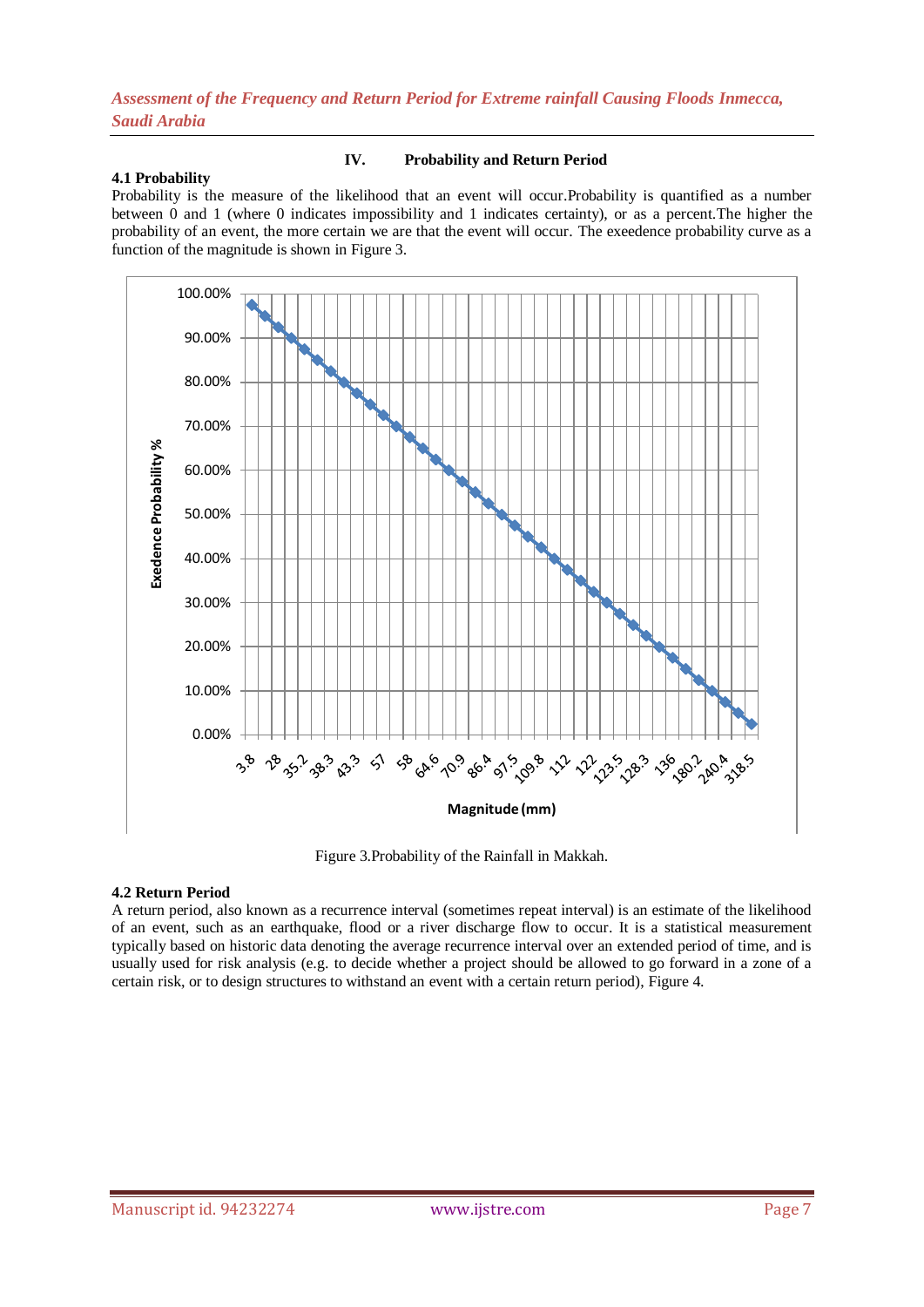## IV. Probability and Return Period

### 4.1 Probability

Probability is the measure of the likelihood that an event will occur.Probability is quantified as a number between 0 and 1 (where 0 indicates impossibility and 1 indicates certainty), or as a percent.The higher the probability of an event, the more certain we are that the event will occur. The exeedence probability curve as a function of the magnitude is shown in Figure 3.

Figure 3.Probability of the Rainfall in Makkah.

### 4.2 Return Period

A return period, also known as a recurrence interval (sometimes repeat interval) is an estimate of the likelihood of an event, such as an earthquake, flood or a river discharge flow to occur. It is a statistical measurement typically based on historic data denoting the average recurrence interval over an extended period of time, and is usually used for risk analysis (e.g. to decide whether a project should be allowed to go forward in a zone of a certain risk, or to design structures to withstand an event with a certain return period), Figure 4.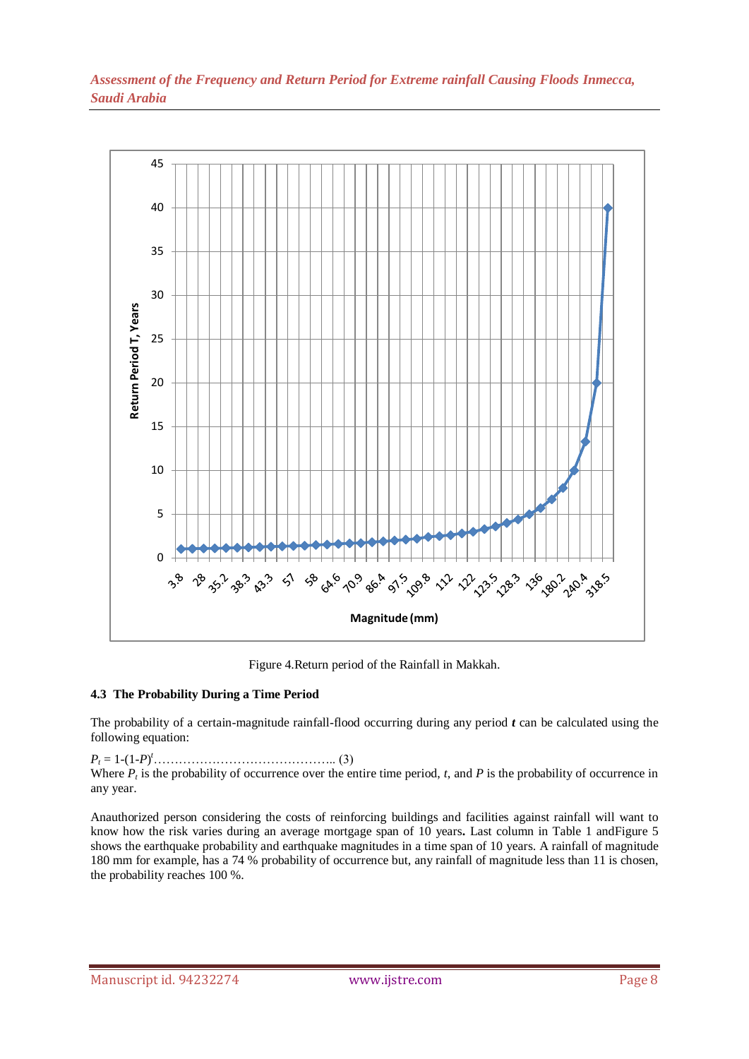Figure 4.Return period of the Rainfall in Makkah.

### 4.3 The Probability During a Time Period

The probability of a certain-magnitude rainfall-flood occurring during any period $t$ can be calculated using the following equation:

$$P_t = 1\text{-}(1\text{-}P)^t \quad \ldots\ldots\ldots\ldots\ldots\ldots\ldots\ldots\ldots\ldots\ldots\ldots\ldots\ldots \text{(3)}$$

Where $P_t$ is the probability of occurrence over the entire time period, $t$, and $P$ is the probability of occurrence in any year.

Anauthorized person considering the costs of reinforcing buildings and facilities against rainfall will want to know how the risk varies during an average mortgage span of 10 years**.** Last column in Table 1 andFigure 5 shows the earthquake probability and earthquake magnitudes in a time span of 10 years. A rainfall of magnitude 180 mm for example, has a 74 % probability of occurrence but, any rainfall of magnitude less than 11 is chosen, the probability reaches 100 %.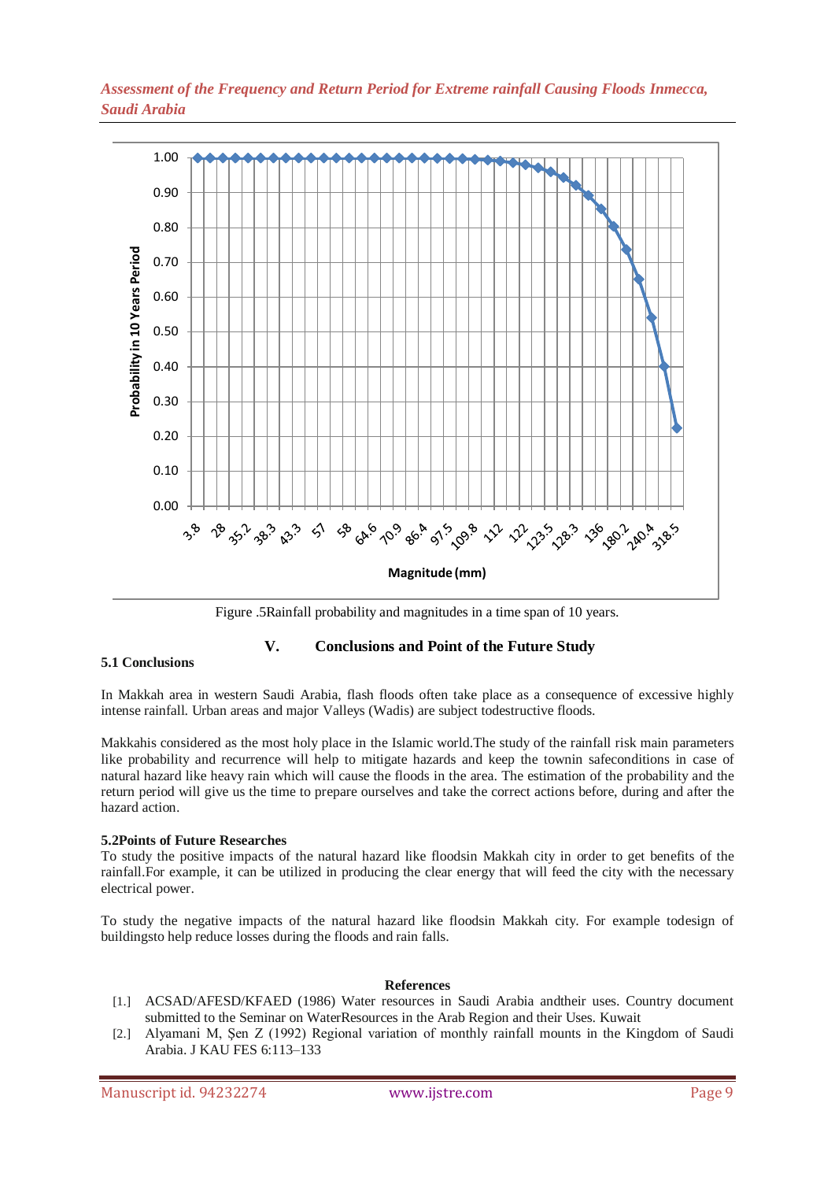Figure .5Rainfall probability and magnitudes in a time span of 10 years.

## V. Conclusions and Point of the Future Study

### 5.1 Conclusions

In Makkah area in western Saudi Arabia, flash floods often take place as a consequence of excessive highly intense rainfall. Urban areas and major Valleys (Wadis) are subject todestructive floods.

Makkahis considered as the most holy place in the Islamic world.The study of the rainfall risk main parameters like probability and recurrence will help to mitigate hazards and keep the townin safeconditions in case of natural hazard like heavy rain which will cause the floods in the area. The estimation of the probability and the return period will give us the time to prepare ourselves and take the correct actions before, during and after the hazard action.

### 5.2Points of Future Researches

To study the positive impacts of the natural hazard like floodsin Makkah city in order to get benefits of the rainfall.For example, it can be utilized in producing the clear energy that will feed the city with the necessary electrical power.

To study the negative impacts of the natural hazard like floodsin Makkah city. For example todesign of buildingsto help reduce losses during the floods and rain falls.

## References

[1.] ACSAD/AFESD/KFAED (1986) Water resources in Saudi Arabia andtheir uses. Country document submitted to the Seminar on WaterResources in the Arab Region and their Uses. Kuwait

[2.] Alyamani M, Şen Z (1992) Regional variation of monthly rainfall mounts in the Kingdom of Saudi Arabia. J KAU FES 6:113–133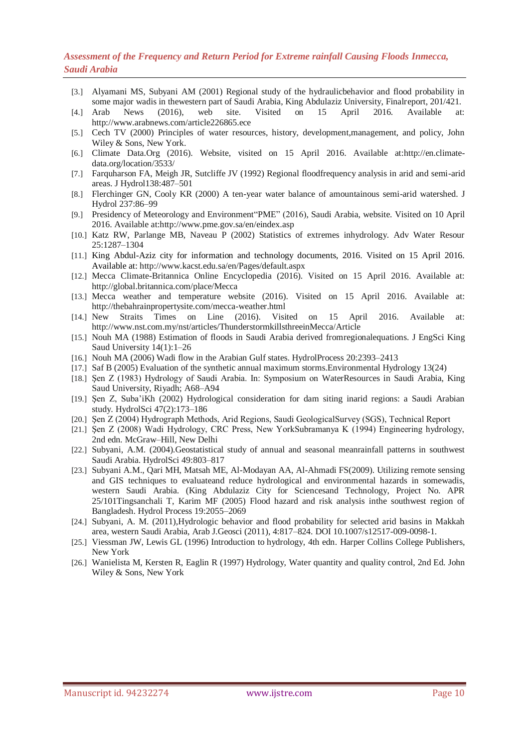- [3.] Alyamani MS, Subyani AM (2001) Regional study of the hydraulicbehavior and flood probability in some major wadis in thewestern part of Saudi Arabia, King Abdulaziz University, Finalreport, 201/421.
- [4.] Arab News (2016), web site. Visited on 15 April 2016. Available at: http://www.arabnews.com/article226865.ece
- [5.] Cech TV (2000) Principles of water resources, history, development,management, and policy, John Wiley & Sons, New York.
- [6.] Climate Data.Org (2016). Website, visited on 15 April 2016. Available at:http://en.climate-data.org/location/3533/
- [7.] Farquharson FA, Meigh JR, Sutcliffe JV (1992) Regional floodfrequency analysis in arid and semi-arid areas. J Hydrol138:487–501
- [8.] Flerchinger GN, Cooly KR (2000) A ten-year water balance of amountainous semi-arid watershed. J Hydrol 237:86–99
- [9.] Presidency of Meteorology and Environment"PME" (2016), Saudi Arabia, website. Visited on 10 April 2016. Available at:http://www.pme.gov.sa/en/eindex.asp
- [10.] Katz RW, Parlange MB, Naveau P (2002) Statistics of extremes inhydrology. Adv Water Resour 25:1287–1304
- [11.] King Abdul-Aziz city for information and technology documents, 2016. Visited on 15 April 2016. Available at: http://www.kacst.edu.sa/en/Pages/default.aspx
- [12.] Mecca Climate-Britannica Online Encyclopedia (2016). Visited on 15 April 2016. Available at: http://global.britannica.com/place/Mecca
- [13.] Mecca weather and temperature website (2016). Visited on 15 April 2016. Available at: http://thebahrainpropertysite.com/mecca-weather.html
- [14.] New Straits Times on Line (2016). Visited on 15 April 2016. Available at: http://www.nst.com.my/nst/articles/ThunderstormkillsthreeinMecca/Article
- [15.] Nouh MA (1988) Estimation of floods in Saudi Arabia derived fromregionalequations. J EngSci King Saud University 14(1):1–26
- [16.] Nouh MA (2006) Wadi flow in the Arabian Gulf states. HydrolProcess 20:2393–2413
- [17.] Saf B (2005) Evaluation of the synthetic annual maximum storms.Environmental Hydrology 13(24)
- [18.] Şen Z (1983) Hydrology of Saudi Arabia. In: Symposium on WaterResources in Saudi Arabia, King Saud University, Riyadh; A68–A94
- [19.] Şen Z, Suba'iKh (2002) Hydrological consideration for dam siting inarid regions: a Saudi Arabian study. HydrolSci 47(2):173–186
- [20.] Şen Z (2004) Hydrograph Methods, Arid Regions, Saudi GeologicalSurvey (SGS), Technical Report
- [21.] Şen Z (2008) Wadi Hydrology, CRC Press, New YorkSubramanya K (1994) Engineering hydrology, 2nd edn. McGraw–Hill, New Delhi
- [22.] Subyani, A.M. (2004).Geostatistical study of annual and seasonal meanrainfall patterns in southwest Saudi Arabia. HydrolSci 49:803–817
- [23.] Subyani A.M., Qari MH, Matsah ME, Al-Modayan AA, Al-Ahmadi FS(2009). Utilizing remote sensing and GIS techniques to evaluateand reduce hydrological and environmental hazards in somewadis, western Saudi Arabia. (King Abdulaziz City for Sciencesand Technology, Project No. APR 25/101Tingsanchali T, Karim MF (2005) Flood hazard and risk analysis inthe southwest region of Bangladesh. Hydrol Process 19:2055–2069
- [24.] Subyani, A. M. (2011),Hydrologic behavior and flood probability for selected arid basins in Makkah area, western Saudi Arabia, Arab J.Geosci (2011), 4:817–824. DOI 10.1007/s12517-009-0098-1.
- [25.] Viessman JW, Lewis GL (1996) Introduction to hydrology, 4th edn. Harper Collins College Publishers, New York
- [26.] Wanielista M, Kersten R, Eaglin R (1997) Hydrology, Water quantity and quality control, 2nd Ed. John Wiley & Sons, New York